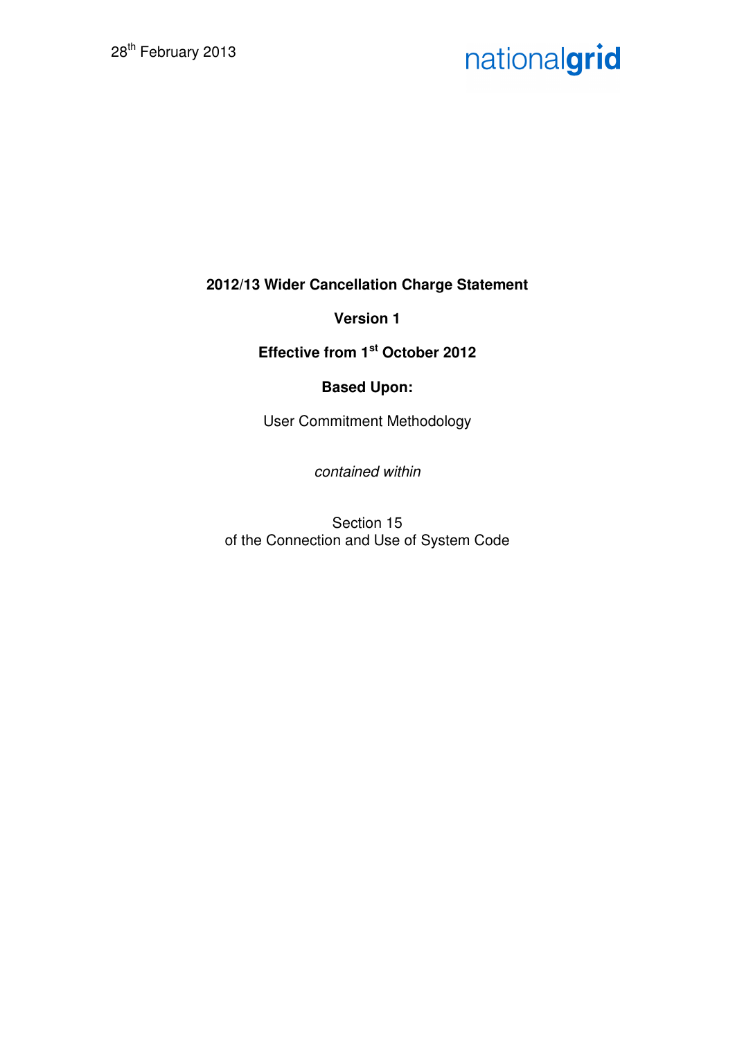28th February 2013

nationalgrid

**2012/13 Wider Cancellation Charge Statement**

**Version 1**

**Effective from 1st October 2012**

**Based Upon:**

User Commitment Methodology

*contained within*

Section 15
of the Connection and Use of System Code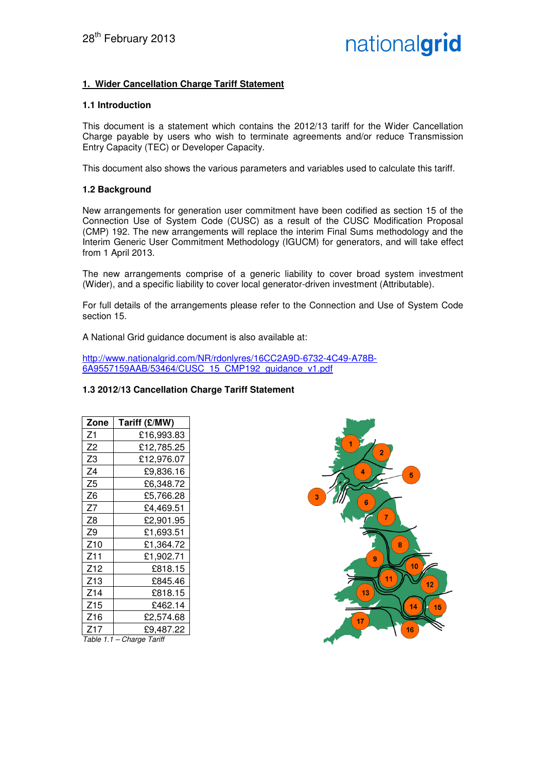28th February 2013

## 1. Wider Cancellation Charge Tariff Statement

### 1.1 Introduction

This document is a statement which contains the 2012/13 tariff for the Wider Cancellation Charge payable by users who wish to terminate agreements and/or reduce Transmission Entry Capacity (TEC) or Developer Capacity.

This document also shows the various parameters and variables used to calculate this tariff.

### 1.2 Background

New arrangements for generation user commitment have been codified as section 15 of the Connection Use of System Code (CUSC) as a result of the CUSC Modification Proposal (CMP) 192. The new arrangements will replace the interim Final Sums methodology and the Interim Generic User Commitment Methodology (IGUCM) for generators, and will take effect from 1 April 2013.

The new arrangements comprise of a generic liability to cover broad system investment (Wider), and a specific liability to cover local generator-driven investment (Attributable).

For full details of the arrangements please refer to the Connection and Use of System Code section 15.

A National Grid guidance document is also available at:

http://www.nationalgrid.com/NR/rdonlyres/16CC2A9D-6732-4C49-A78B-6A9557159AAB/53464/CUSC_15_CMP192_guidance_v1.pdf

### 1.3 2012/13 Cancellation Charge Tariff Statement

| Zone | Tariff (£/MW) |
|---|---|
| Z1 | £16,993.83 |
| Z2 | £12,785.25 |
| Z3 | £12,976.07 |
| Z4 | £9,836.16 |
| Z5 | £6,348.72 |
| Z6 | £5,766.28 |
| Z7 | £4,469.51 |
| Z8 | £2,901.95 |
| Z9 | £1,693.51 |
| Z10 | £1,364.72 |
| Z11 | £1,902.71 |
| Z12 | £818.15 |
| Z13 | £845.46 |
| Z14 | £818.15 |
| Z15 | £462.14 |
| Z16 | £2,574.68 |
| Z17 | £9,487.22 |

*Table 1.1 – Charge Tariff*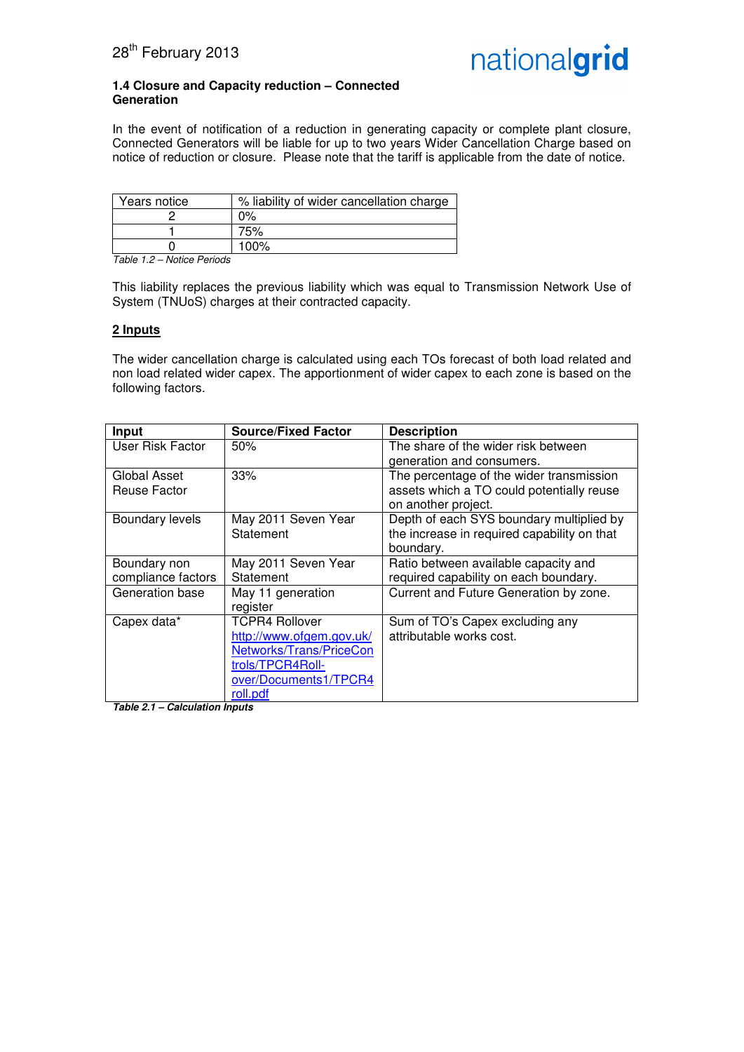### 1.4 Closure and Capacity reduction – Connected Generation

In the event of notification of a reduction in generating capacity or complete plant closure, Connected Generators will be liable for up to two years Wider Cancellation Charge based on notice of reduction or closure. Please note that the tariff is applicable from the date of notice.

| Years notice | % liability of wider cancellation charge |
|---|---|
| 2 | 0% |
| 1 | 75% |
| 0 | 100% |

*Table 1.2 – Notice Periods*

This liability replaces the previous liability which was equal to Transmission Network Use of System (TNUoS) charges at their contracted capacity.

## 2 Inputs

The wider cancellation charge is calculated using each TOs forecast of both load related and non load related wider capex. The apportionment of wider capex to each zone is based on the following factors.

| Input | Source/Fixed Factor | Description |
|---|---|---|
| User Risk Factor | 50% | The share of the wider risk between generation and consumers. |
| Global Asset Reuse Factor | 33% | The percentage of the wider transmission assets which a TO could potentially reuse on another project. |
| Boundary levels | May 2011 Seven Year Statement | Depth of each SYS boundary multiplied by the increase in required capability on that boundary. |
| Boundary non compliance factors | May 2011 Seven Year Statement | Ratio between available capacity and required capability on each boundary. |
| Generation base | May 11 generation register | Current and Future Generation by zone. |
| Capex data* | TCPR4 Rollover http://www.ofgem.gov.uk/Networks/Trans/PriceControls/TPCR4Roll-over/Documents1/TPCR4roll.pdf | Sum of TO's Capex excluding any attributable works cost. |

***Table 2.1 – Calculation Inputs***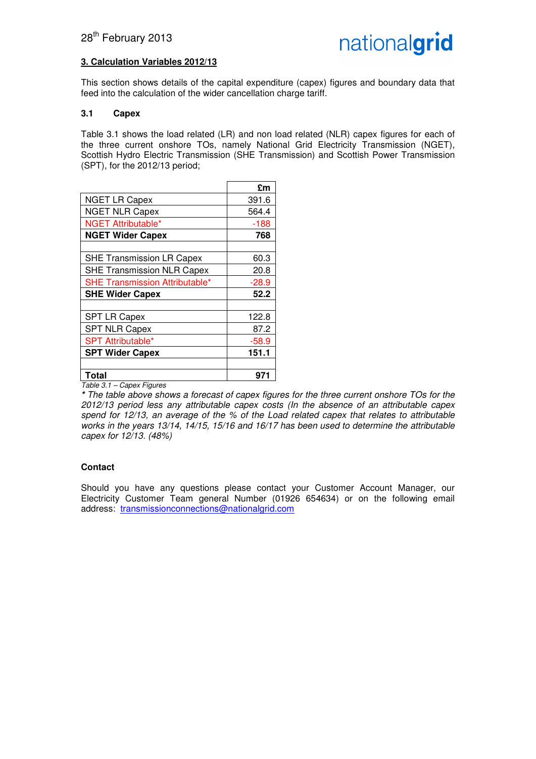28th February 2013

### 3. Calculation Variables 2012/13

This section shows details of the capital expenditure (capex) figures and boundary data that feed into the calculation of the wider cancellation charge tariff.

#### 3.1 Capex

Table 3.1 shows the load related (LR) and non load related (NLR) capex figures for each of the three current onshore TOs, namely National Grid Electricity Transmission (NGET), Scottish Hydro Electric Transmission (SHE Transmission) and Scottish Power Transmission (SPT), for the 2012/13 period;

| | £m |
|---|---|
| NGET LR Capex | 391.6 |
| NGET NLR Capex | 564.4 |
| NGET Attributable* | -188 |
| **NGET Wider Capex** | **768** |
| | |
| SHE Transmission LR Capex | 60.3 |
| SHE Transmission NLR Capex | 20.8 |
| SHE Transmission Attributable* | -28.9 |
| **SHE Wider Capex** | **52.2** |
| | |
| SPT LR Capex | 122.8 |
| SPT NLR Capex | 87.2 |
| SPT Attributable* | -58.9 |
| **SPT Wider Capex** | **151.1** |
| | |
| **Total** | **971** |

*Table 3.1 – Capex Figures*

*\* The table above shows a forecast of capex figures for the three current onshore TOs for the 2012/13 period less any attributable capex costs (In the absence of an attributable capex spend for 12/13, an average of the % of the Load related capex that relates to attributable works in the years 13/14, 14/15, 15/16 and 16/17 has been used to determine the attributable capex for 12/13. (48%)*

**Contact**

Should you have any questions please contact your Customer Account Manager, our Electricity Customer Team general Number (01926 654634) or on the following email address: transmissionconnections@nationalgrid.com